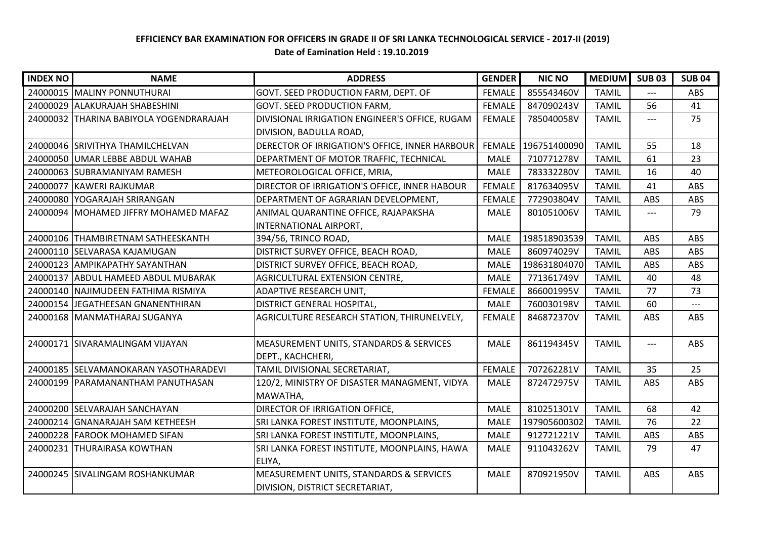**EFFICIENCY BAR EXAMINATION FOR OFFICERS IN GRADE II OF SRI LANKA TECHNOLOGICAL SERVICE - 2017-II (2019)**

**Date of Eamination Held : 19.10.2019**

| INDEX NO | NAME | ADDRESS | GENDER | NIC NO | MEDIUM | SUB 03 | SUB 04 |
|---|---|---|---|---|---|---|---|
| 24000015 | MALINY PONNUTHURAI | GOVT. SEED PRODUCTION FARM, DEPT. OF | FEMALE | 855543460V | TAMIL | --- | ABS |
| 24000029 | ALAKURAJAH SHABESHINI | GOVT. SEED PRODUCTION FARM, | FEMALE | 847090243V | TAMIL | 56 | 41 |
| 24000032 | THARINA BABIYOLA YOGENDRARAJAH | DIVISIONAL IRRIGATION ENGINEER'S OFFICE, RUGAM DIVISION, BADULLA ROAD, | FEMALE | 785040058V | TAMIL | --- | 75 |
| 24000046 | SRIVITHYA THAMILCHELVAN | DIRECTOR OF IRRIGATION'S OFFICE, INNER HARBOUR | FEMALE | 196751400090 | TAMIL | 55 | 18 |
| 24000050 | UMAR LEBBE ABDUL WAHAB | DEPARTMENT OF MOTOR TRAFFIC, TECHNICAL | MALE | 710771278V | TAMIL | 61 | 23 |
| 24000063 | SUBRAMANIYAM RAMESH | METEOROLOGICAL OFFICE, MRIA, | MALE | 783332280V | TAMIL | 16 | 40 |
| 24000077 | KAWERI RAJKUMAR | DIRECTOR OF IRRIGATION'S OFFICE, INNER HABOUR | FEMALE | 817634095V | TAMIL | 41 | ABS |
| 24000080 | YOGARAJAH SRIRANGAN | DEPARTMENT OF AGRARIAN DEVELOPMENT, | FEMALE | 772903804V | TAMIL | ABS | ABS |
| 24000094 | MOHAMED JIFFRY MOHAMED MAFAZ | ANIMAL QUARANTINE OFFICE, RAJAPAKSHA INTERNATIONAL AIRPORT, | MALE | 801051006V | TAMIL | --- | 79 |
| 24000106 | THAMBIRETNAM SATHEESKANTH | 394/56, TRINCO ROAD, | MALE | 198518903539 | TAMIL | ABS | ABS |
| 24000110 | SELVARASA KAJAMUGAN | DISTRICT SURVEY OFFICE, BEACH ROAD, | MALE | 860974029V | TAMIL | ABS | ABS |
| 24000123 | AMPIKAPATHY SAYANTHAN | DISTRICT SURVEY OFFICE, BEACH ROAD, | MALE | 198631804070 | TAMIL | ABS | ABS |
| 24000137 | ABDUL HAMEED ABDUL MUBARAK | AGRICULTURAL EXTENSION CENTRE, | MALE | 771361749V | TAMIL | 40 | 48 |
| 24000140 | NAJIMUDEEN FATHIMA RISMIYA | ADAPTIVE RESEARCH UNIT, | FEMALE | 866001995V | TAMIL | 77 | 73 |
| 24000154 | JEGATHEESAN GNANENTHIRAN | DISTRICT GENERAL HOSPITAL, | MALE | 760030198V | TAMIL | 60 | --- |
| 24000168 | MANMATHARAJ SUGANYA | AGRICULTURE RESEARCH STATION, THIRUNELVELY, | FEMALE | 846872370V | TAMIL | ABS | ABS |
| 24000171 | SIVARAMALINGAM VIJAYAN | MEASUREMENT UNITS, STANDARDS & SERVICES DEPT., KACHCHERI, | MALE | 861194345V | TAMIL | --- | ABS |
| 24000185 | SELVAMANOKARAN YASOTHARADEVI | TAMIL DIVISIONAL SECRETARIAT, | FEMALE | 707262281V | TAMIL | 35 | 25 |
| 24000199 | PARAMANANTHAM PANUTHASAN | 120/2, MINISTRY OF DISASTER MANAGMENT, VIDYA MAWATHA, | MALE | 872472975V | TAMIL | ABS | ABS |
| 24000200 | SELVARAJAH SANCHAYAN | DIRECTOR OF IRRIGATION OFFICE, | MALE | 810251301V | TAMIL | 68 | 42 |
| 24000214 | GNANARAJAH SAM KETHEESH | SRI LANKA FOREST INSTITUTE, MOONPLAINS, | MALE | 197905600302 | TAMIL | 76 | 22 |
| 24000228 | FAROOK MOHAMED SIFAN | SRI LANKA FOREST INSTITUTE, MOONPLAINS, | MALE | 912721221V | TAMIL | ABS | ABS |
| 24000231 | THURAIRASA KOWTHAN | SRI LANKA FOREST INSTITUTE, MOONPLAINS, HAWA ELIYA, | MALE | 911043262V | TAMIL | 79 | 47 |
| 24000245 | SIVALINGAM ROSHANKUMAR | MEASUREMENT UNITS, STANDARDS & SERVICES DIVISION, DISTRICT SECRETARIAT, | MALE | 870921950V | TAMIL | ABS | ABS |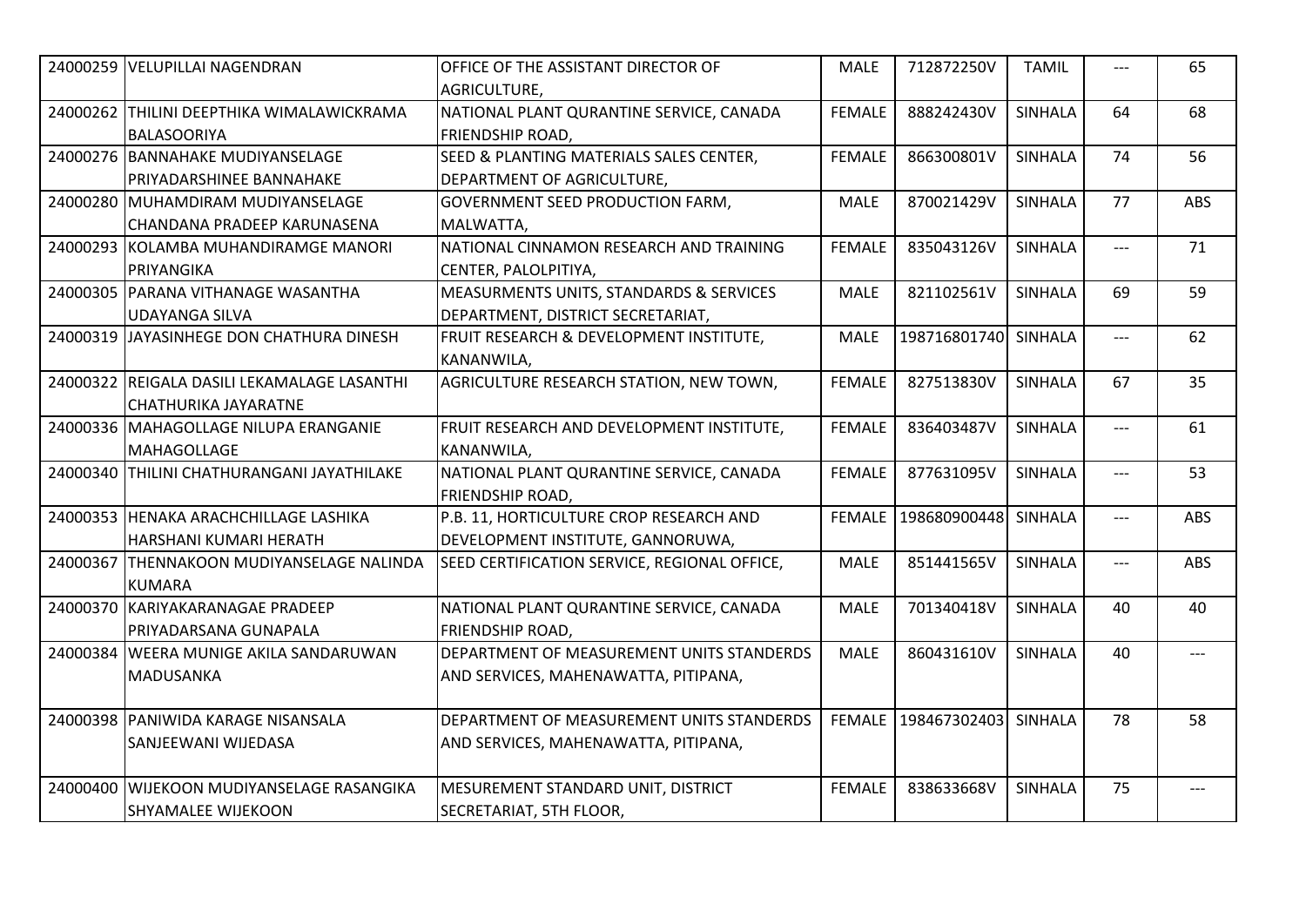| | | | | | | | |
|---|---|---|---|---|---|---|---|
| 24000259 | VELUPILLAI NAGENDRAN | OFFICE OF THE ASSISTANT DIRECTOR OF AGRICULTURE, | MALE | 712872250V | TAMIL | --- | 65 |
| 24000262 | THILINI DEEPTHIKA WIMALAWICKRAMA BALASOORIYA | NATIONAL PLANT QURANTINE SERVICE, CANADA FRIENDSHIP ROAD, | FEMALE | 888242430V | SINHALA | 64 | 68 |
| 24000276 | BANNAHAKE MUDIYANSELAGE PRIYADARSHINEE BANNAHAKE | SEED & PLANTING MATERIALS SALES CENTER, DEPARTMENT OF AGRICULTURE, | FEMALE | 866300801V | SINHALA | 74 | 56 |
| 24000280 | MUHAMDIRAM MUDIYANSELAGE CHANDANA PRADEEP KARUNASENA | GOVERNMENT SEED PRODUCTION FARM, MALWATTA, | MALE | 870021429V | SINHALA | 77 | ABS |
| 24000293 | KOLAMBA MUHANDIRAMGE MANORI PRIYANGIKA | NATIONAL CINNAMON RESEARCH AND TRAINING CENTER, PALOLPITIYA, | FEMALE | 835043126V | SINHALA | --- | 71 |
| 24000305 | PARANA VITHANAGE WASANTHA UDAYANGA SILVA | MEASURMENTS UNITS, STANDARDS & SERVICES DEPARTMENT, DISTRICT SECRETARIAT, | MALE | 821102561V | SINHALA | 69 | 59 |
| 24000319 | JAYASINHEGE DON CHATHURA DINESH | FRUIT RESEARCH & DEVELOPMENT INSTITUTE, KANANWILA, | MALE | 198716801740 | SINHALA | --- | 62 |
| 24000322 | REIGALA DASILI LEKAMALAGE LASANTHI CHATHURIKA JAYARATNE | AGRICULTURE RESEARCH STATION, NEW TOWN, | FEMALE | 827513830V | SINHALA | 67 | 35 |
| 24000336 | MAHAGOLLAGE NILUPA ERANGANIE MAHAGOLLAGE | FRUIT RESEARCH AND DEVELOPMENT INSTITUTE, KANANWILA, | FEMALE | 836403487V | SINHALA | --- | 61 |
| 24000340 | THILINI CHATHURANGANI JAYATHILAKE | NATIONAL PLANT QURANTINE SERVICE, CANADA FRIENDSHIP ROAD, | FEMALE | 877631095V | SINHALA | --- | 53 |
| 24000353 | HENAKA ARACHCHILLAGE LASHIKA HARSHANI KUMARI HERATH | P.B. 11, HORTICULTURE CROP RESEARCH AND DEVELOPMENT INSTITUTE, GANNORUWA, | FEMALE | 198680900448 | SINHALA | --- | ABS |
| 24000367 | THENNAKOON MUDIYANSELAGE NALINDA KUMARA | SEED CERTIFICATION SERVICE, REGIONAL OFFICE, | MALE | 851441565V | SINHALA | --- | ABS |
| 24000370 | KARIYAKARANAGAE PRADEEP PRIYADARSANA GUNAPALA | NATIONAL PLANT QURANTINE SERVICE, CANADA FRIENDSHIP ROAD, | MALE | 701340418V | SINHALA | 40 | 40 |
| 24000384 | WEERA MUNIGE AKILA SANDARUWAN MADUSANKA | DEPARTMENT OF MEASUREMENT UNITS STANDERDS AND SERVICES, MAHENAWATTA, PITIPANA, | MALE | 860431610V | SINHALA | 40 | --- |
| 24000398 | PANIWIDA KARAGE NISANSALA SANJEEWANI WIJEDASA | DEPARTMENT OF MEASUREMENT UNITS STANDERDS AND SERVICES, MAHENAWATTA, PITIPANA, | FEMALE | 198467302403 | SINHALA | 78 | 58 |
| 24000400 | WIJEKOON MUDIYANSELAGE RASANGIKA SHYAMALEE WIJEKOON | MESUREMENT STANDARD UNIT, DISTRICT SECRETARIAT, 5TH FLOOR, | FEMALE | 838633668V | SINHALA | 75 | --- |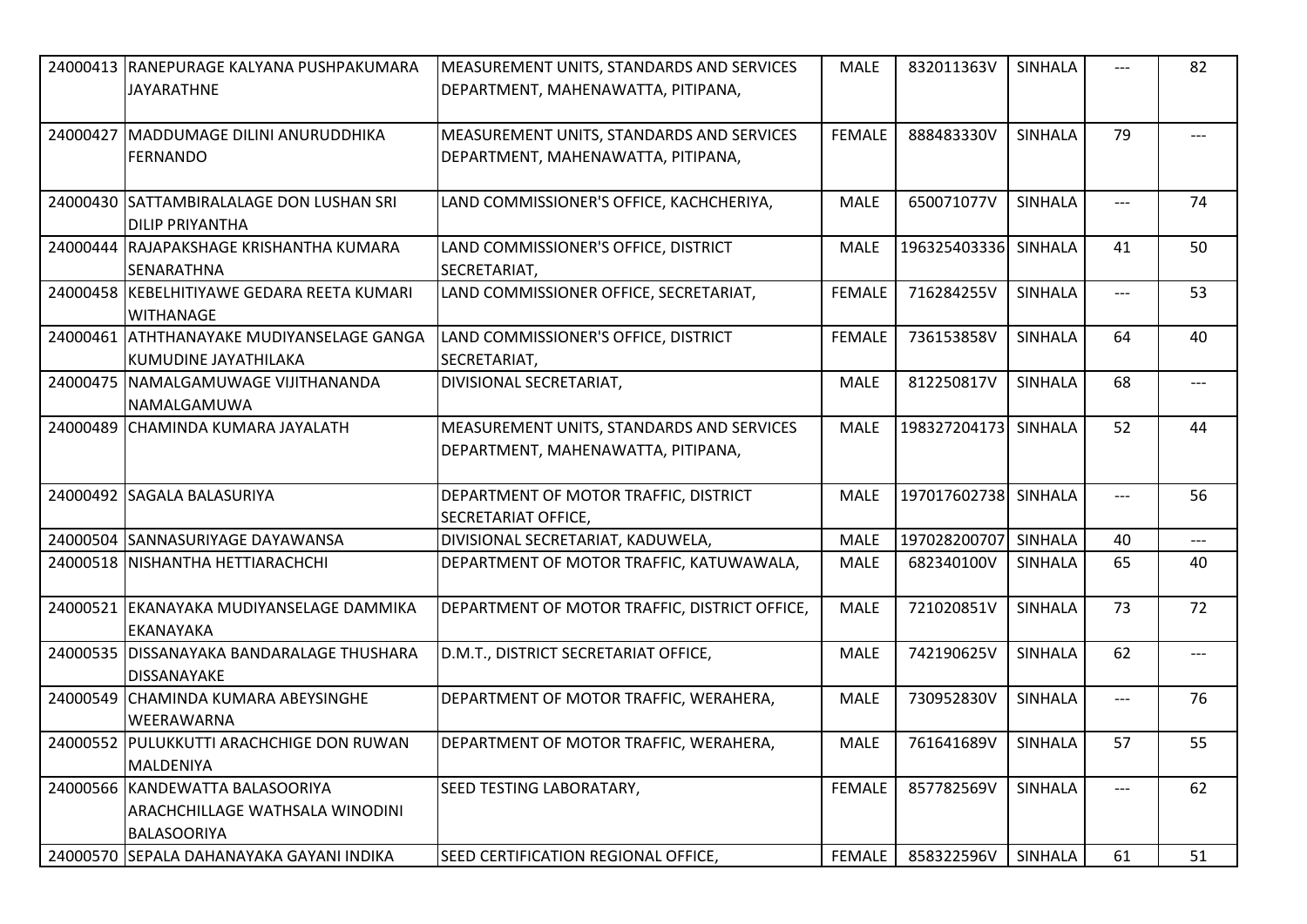| | | | | | | | |
|---|---|---|---|---|---|---|---|
| 24000413 | RANEPURAGE KALYANA PUSHPAKUMARA JAYARATHNE | MEASUREMENT UNITS, STANDARDS AND SERVICES DEPARTMENT, MAHENAWATTA, PITIPANA, | MALE | 832011363V | SINHALA | --- | 82 |
| 24000427 | MADDUMAGE DILINI ANURUDDHIKA FERNANDO | MEASUREMENT UNITS, STANDARDS AND SERVICES DEPARTMENT, MAHENAWATTA, PITIPANA, | FEMALE | 888483330V | SINHALA | 79 | --- |
| 24000430 | SATTAMBIRALALAGE DON LUSHAN SRI DILIP PRIYANTHA | LAND COMMISSIONER'S OFFICE, KACHCHERIYA, | MALE | 650071077V | SINHALA | --- | 74 |
| 24000444 | RAJAPAKSHAGE KRISHANTHA KUMARA SENARATHNA | LAND COMMISSIONER'S OFFICE, DISTRICT SECRETARIAT, | MALE | 196325403336 | SINHALA | 41 | 50 |
| 24000458 | KEBELHITIYAWE GEDARA REETA KUMARI WITHANAGE | LAND COMMISSIONER OFFICE, SECRETARIAT, | FEMALE | 716284255V | SINHALA | --- | 53 |
| 24000461 | ATHTHANAYAKE MUDIYANSELAGE GANGA KUMUDINE JAYATHILAKA | LAND COMMISSIONER'S OFFICE, DISTRICT SECRETARIAT, | FEMALE | 736153858V | SINHALA | 64 | 40 |
| 24000475 | NAMALGAMUWAGE VIJITHANANDA NAMALGAMUWA | DIVISIONAL SECRETARIAT, | MALE | 812250817V | SINHALA | 68 | --- |
| 24000489 | CHAMINDA KUMARA JAYALATH | MEASUREMENT UNITS, STANDARDS AND SERVICES DEPARTMENT, MAHENAWATTA, PITIPANA, | MALE | 198327204173 | SINHALA | 52 | 44 |
| 24000492 | SAGALA BALASURIYA | DEPARTMENT OF MOTOR TRAFFIC, DISTRICT SECRETARIAT OFFICE, | MALE | 197017602738 | SINHALA | --- | 56 |
| 24000504 | SANNASURIYAGE DAYAWANSA | DIVISIONAL SECRETARIAT, KADUWELA, | MALE | 197028200707 | SINHALA | 40 | --- |
| 24000518 | NISHANTHA HETTIARACHCHI | DEPARTMENT OF MOTOR TRAFFIC, KATUWAWALA, | MALE | 682340100V | SINHALA | 65 | 40 |
| 24000521 | EKANAYAKA MUDIYANSELAGE DAMMIKA EKANAYAKA | DEPARTMENT OF MOTOR TRAFFIC, DISTRICT OFFICE, | MALE | 721020851V | SINHALA | 73 | 72 |
| 24000535 | DISSANAYAKA BANDARALAGE THUSHARA DISSANAYAKE | D.M.T., DISTRICT SECRETARIAT OFFICE, | MALE | 742190625V | SINHALA | 62 | --- |
| 24000549 | CHAMINDA KUMARA ABEYSINGHE WEERAWARNA | DEPARTMENT OF MOTOR TRAFFIC, WERAHERA, | MALE | 730952830V | SINHALA | --- | 76 |
| 24000552 | PULUKKUTTI ARACHCHIGE DON RUWAN MALDENIYA | DEPARTMENT OF MOTOR TRAFFIC, WERAHERA, | MALE | 761641689V | SINHALA | 57 | 55 |
| 24000566 | KANDEWATTA BALASOORIYA ARACHCHILLAGE WATHSALA WINODINI BALASOORIYA | SEED TESTING LABORATARY, | FEMALE | 857782569V | SINHALA | --- | 62 |
| 24000570 | SEPALA DAHANAYAKA GAYANI INDIKA | SEED CERTIFICATION REGIONAL OFFICE, | FEMALE | 858322596V | SINHALA | 61 | 51 |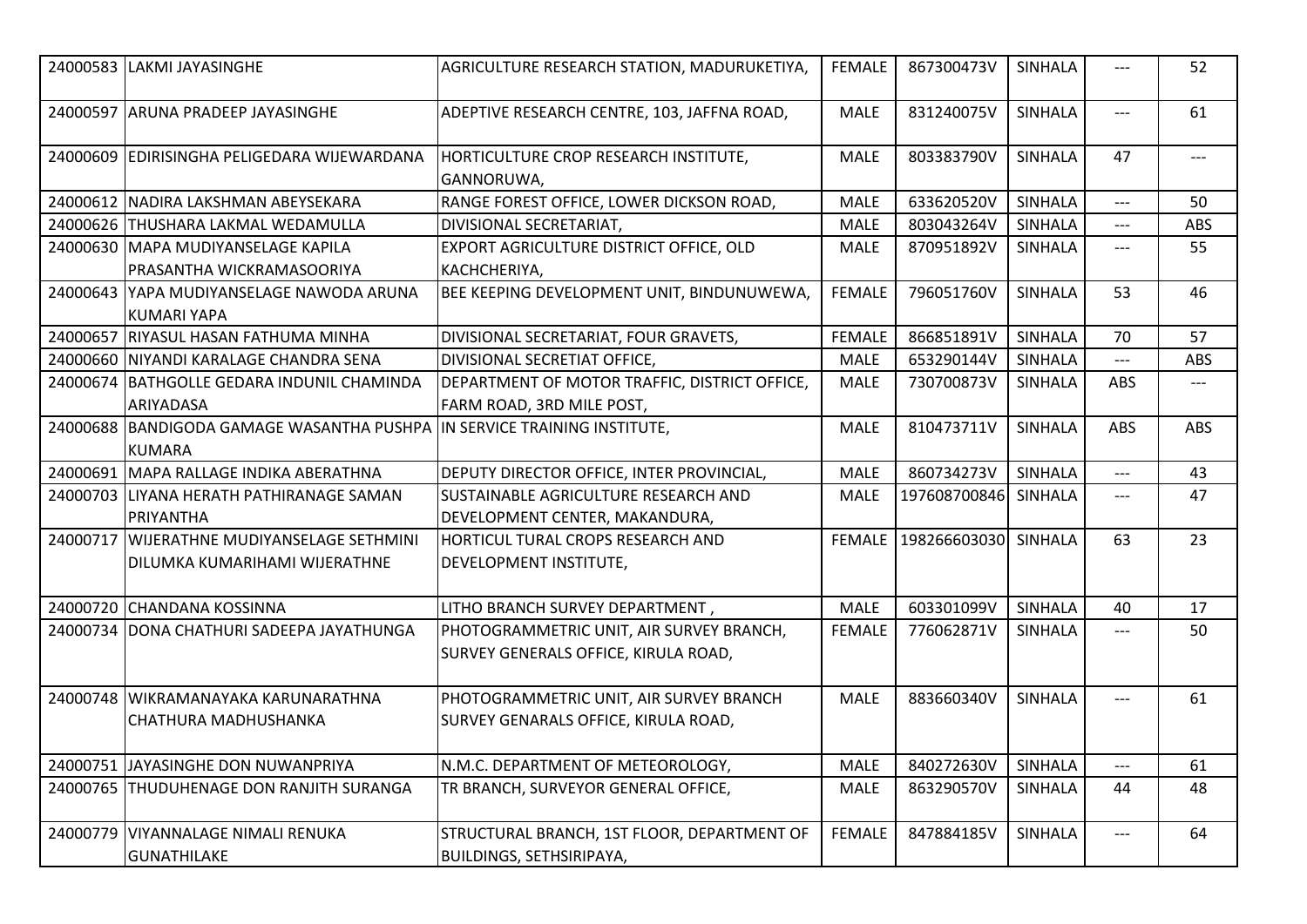| | | | | | | | |
|---|---|---|---|---|---|---|---|
| 24000583 | LAKMI JAYASINGHE | AGRICULTURE RESEARCH STATION, MADURUKETIYA, | FEMALE | 867300473V | SINHALA | --- | 52 |
| 24000597 | ARUNA PRADEEP JAYASINGHE | ADEPTIVE RESEARCH CENTRE, 103, JAFFNA ROAD, | MALE | 831240075V | SINHALA | --- | 61 |
| 24000609 | EDIRISINGHA PELIGEDARA WIJEWARDANA | HORTICULTURE CROP RESEARCH INSTITUTE, GANNORUWA, | MALE | 803383790V | SINHALA | 47 | --- |
| 24000612 | NADIRA LAKSHMAN ABEYSEKARA | RANGE FOREST OFFICE, LOWER DICKSON ROAD, | MALE | 633620520V | SINHALA | --- | 50 |
| 24000626 | THUSHARA LAKMAL WEDAMULLA | DIVISIONAL SECRETARIAT, | MALE | 803043264V | SINHALA | --- | ABS |
| 24000630 | MAPA MUDIYANSELAGE KAPILA PRASANTHA WICKRAMASOORIYA | EXPORT AGRICULTURE DISTRICT OFFICE, OLD KACHCHERIYA, | MALE | 870951892V | SINHALA | --- | 55 |
| 24000643 | YAPA MUDIYANSELAGE NAWODA ARUNA KUMARI YAPA | BEE KEEPING DEVELOPMENT UNIT, BINDUNUWEWA, | FEMALE | 796051760V | SINHALA | 53 | 46 |
| 24000657 | RIYASUL HASAN FATHUMA MINHA | DIVISIONAL SECRETARIAT, FOUR GRAVETS, | FEMALE | 866851891V | SINHALA | 70 | 57 |
| 24000660 | NIYANDI KARALAGE CHANDRA SENA | DIVISIONAL SECRETIAT OFFICE, | MALE | 653290144V | SINHALA | --- | ABS |
| 24000674 | BATHGOLLE GEDARA INDUNIL CHAMINDA ARIYADASA | DEPARTMENT OF MOTOR TRAFFIC, DISTRICT OFFICE, FARM ROAD, 3RD MILE POST, | MALE | 730700873V | SINHALA | ABS | --- |
| 24000688 | BANDIGODA GAMAGE WASANTHA PUSHPA KUMARA | IN SERVICE TRAINING INSTITUTE, | MALE | 810473711V | SINHALA | ABS | ABS |
| 24000691 | MAPA RALLAGE INDIKA ABERATHNA | DEPUTY DIRECTOR OFFICE, INTER PROVINCIAL, | MALE | 860734273V | SINHALA | --- | 43 |
| 24000703 | LIYANA HERATH PATHIRANAGE SAMAN PRIYANTHA | SUSTAINABLE AGRICULTURE RESEARCH AND DEVELOPMENT CENTER, MAKANDURA, | MALE | 197608700846 | SINHALA | --- | 47 |
| 24000717 | WIJERATHNE MUDIYANSELAGE SETHMINI DILUMKA KUMARIHAMI WIJERATHNE | HORTICUL TURAL CROPS RESEARCH AND DEVELOPMENT INSTITUTE, | FEMALE | 198266603030 | SINHALA | 63 | 23 |
| 24000720 | CHANDANA KOSSINNA | LITHO BRANCH SURVEY DEPARTMENT , | MALE | 603301099V | SINHALA | 40 | 17 |
| 24000734 | DONA CHATHURI SADEEPA JAYATHUNGA | PHOTOGRAMMETRIC UNIT, AIR SURVEY BRANCH, SURVEY GENERALS OFFICE, KIRULA ROAD, | FEMALE | 776062871V | SINHALA | --- | 50 |
| 24000748 | WIKRAMANAYAKA KARUNARATHNA CHATHURA MADHUSHANKA | PHOTOGRAMMETRIC UNIT, AIR SURVEY BRANCH SURVEY GENARALS OFFICE, KIRULA ROAD, | MALE | 883660340V | SINHALA | --- | 61 |
| 24000751 | JAYASINGHE DON NUWANPRIYA | N.M.C. DEPARTMENT OF METEOROLOGY, | MALE | 840272630V | SINHALA | --- | 61 |
| 24000765 | THUDUHENAGE DON RANJITH SURANGA | TR BRANCH, SURVEYOR GENERAL OFFICE, | MALE | 863290570V | SINHALA | 44 | 48 |
| 24000779 | VIYANNALAGE NIMALI RENUKA GUNATHILAKE | STRUCTURAL BRANCH, 1ST FLOOR, DEPARTMENT OF BUILDINGS, SETHSIRIPAYA, | FEMALE | 847884185V | SINHALA | --- | 64 |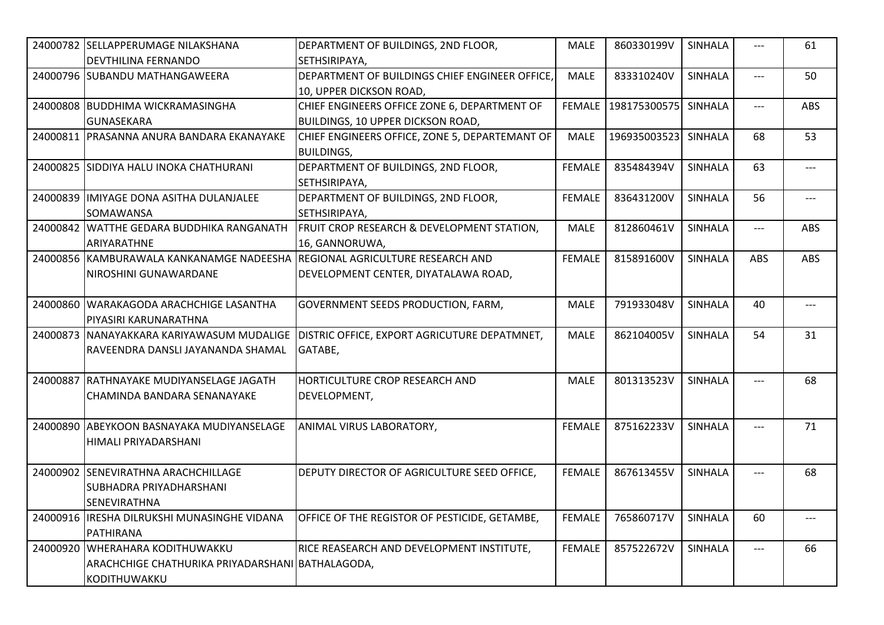| | | | | | | | |
|---|---|---|---|---|---|---|---|
| 24000782 | SELLAPPERUMAGE NILAKSHANA DEVTHILINA FERNANDO | DEPARTMENT OF BUILDINGS, 2ND FLOOR, SETHSIRIPAYA, | MALE | 860330199V | SINHALA | --- | 61 |
| 24000796 | SUBANDU MATHANGAWEERA | DEPARTMENT OF BUILDINGS CHIEF ENGINEER OFFICE, 10, UPPER DICKSON ROAD, | MALE | 833310240V | SINHALA | --- | 50 |
| 24000808 | BUDDHIMA WICKRAMASINGHA GUNASEKARA | CHIEF ENGINEERS OFFICE ZONE 6, DEPARTMENT OF BUILDINGS, 10 UPPER DICKSON ROAD, | FEMALE | 198175300575 | SINHALA | --- | ABS |
| 24000811 | PRASANNA ANURA BANDARA EKANAYAKE | CHIEF ENGINEERS OFFICE, ZONE 5, DEPARTEMANT OF BUILDINGS, | MALE | 196935003523 | SINHALA | 68 | 53 |
| 24000825 | SIDDIYA HALU INOKA CHATHURANI | DEPARTMENT OF BUILDINGS, 2ND FLOOR, SETHSIRIPAYA, | FEMALE | 835484394V | SINHALA | 63 | --- |
| 24000839 | IMIYAGE DONA ASITHA DULANJALEE SOMAWANSA | DEPARTMENT OF BUILDINGS, 2ND FLOOR, SETHSIRIPAYA, | FEMALE | 836431200V | SINHALA | 56 | --- |
| 24000842 | WATTHE GEDARA BUDDHIKA RANGANATH ARIYARATHNE | FRUIT CROP RESEARCH & DEVELOPMENT STATION, 16, GANNORUWA, | MALE | 812860461V | SINHALA | --- | ABS |
| 24000856 | KAMBURAWALA KANKANAMGE NADEESHA NIROSHINI GUNAWARDANE | REGIONAL AGRICULTURE RESEARCH AND DEVELOPMENT CENTER, DIYATALAWA ROAD, | FEMALE | 815891600V | SINHALA | ABS | ABS |
| 24000860 | WARAKAGODA ARACHCHIGE LASANTHA PIYASIRI KARUNARATHNA | GOVERNMENT SEEDS PRODUCTION, FARM, | MALE | 791933048V | SINHALA | 40 | --- |
| 24000873 | NANAYAKKARA KARIYAWASUM MUDALIGE RAVEENDRA DANSLI JAYANANDA SHAMAL | DISTRIC OFFICE, EXPORT AGRICUTURE DEPATMNET, GATABE, | MALE | 862104005V | SINHALA | 54 | 31 |
| 24000887 | RATHNAYAKE MUDIYANSELAGE JAGATH CHAMINDA BANDARA SENANAYAKE | HORTICULTURE CROP RESEARCH AND DEVELOPMENT, | MALE | 801313523V | SINHALA | --- | 68 |
| 24000890 | ABEYKOON BASNAYAKA MUDIYANSELAGE HIMALI PRIYADARSHANI | ANIMAL VIRUS LABORATORY, | FEMALE | 875162233V | SINHALA | --- | 71 |
| 24000902 | SENEVIRATHNA ARACHCHILLAGE SUBHADRA PRIYADHARSHANI SENEVIRATHNA | DEPUTY DIRECTOR OF AGRICULTURE SEED OFFICE, | FEMALE | 867613455V | SINHALA | --- | 68 |
| 24000916 | IRESHA DILRUKSHI MUNASINGHE VIDANA PATHIRANA | OFFICE OF THE REGISTOR OF PESTICIDE, GETAMBE, | FEMALE | 765860717V | SINHALA | 60 | --- |
| 24000920 | WHERAHARA KODITHUWAKKU ARACHCHIGE CHATHURIKA PRIYADARSHANI KODITHUWAKKU | RICE REASEARCH AND DEVELOPMENT INSTITUTE, BATHALAGODA, | FEMALE | 857522672V | SINHALA | --- | 66 |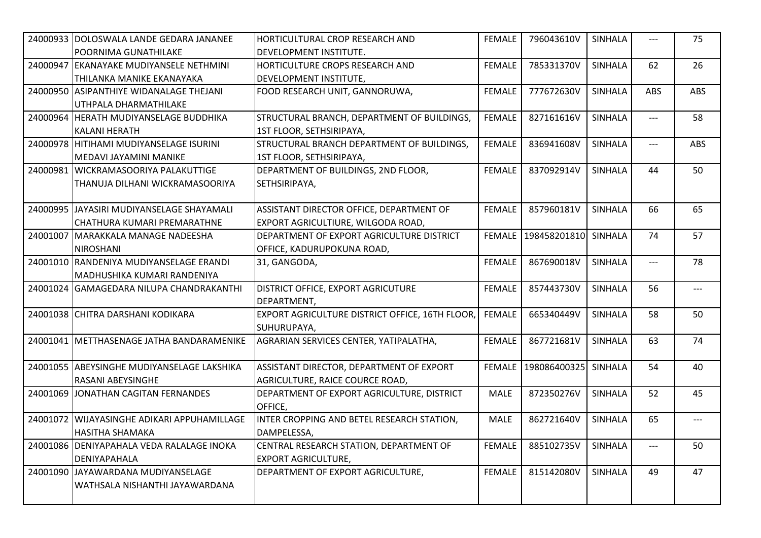| | | | | | | | |
|---|---|---|---|---|---|---|---|
| 24000933 | DOLOSWALA LANDE GEDARA JANANEE POORNIMA GUNATHILAKE | HORTICULTURAL CROP RESEARCH AND DEVELOPMENT INSTITUTE. | FEMALE | 796043610V | SINHALA | --- | 75 |
| 24000947 | EKANAYAKE MUDIYANSELE NETHMINI THILANKA MANIKE EKANAYAKA | HORTICULTURE CROPS RESEARCH AND DEVELOPMENT INSTITUTE, | FEMALE | 785331370V | SINHALA | 62 | 26 |
| 24000950 | ASIPANTHIYE WIDANALAGE THEJANI UTHPALA DHARMATHILAKE | FOOD RESEARCH UNIT, GANNORUWA, | FEMALE | 777672630V | SINHALA | ABS | ABS |
| 24000964 | HERATH MUDIYANSELAGE BUDDHIKA KALANI HERATH | STRUCTURAL BRANCH, DEPARTMENT OF BUILDINGS, 1ST FLOOR, SETHSIRIPAYA, | FEMALE | 827161616V | SINHALA | --- | 58 |
| 24000978 | HITIHAMI MUDIYANSELAGE ISURINI MEDAVI JAYAMINI MANIKE | STRUCTURAL BRANCH DEPARTMENT OF BUILDINGS, 1ST FLOOR, SETHSIRIPAYA, | FEMALE | 836941608V | SINHALA | --- | ABS |
| 24000981 | WICKRAMASOORIYA PALAKUTTIGE THANUJA DILHANI WICKRAMASOORIYA | DEPARTMENT OF BUILDINGS, 2ND FLOOR, SETHSIRIPAYA, | FEMALE | 837092914V | SINHALA | 44 | 50 |
| 24000995 | JAYASIRI MUDIYANSELAGE SHAYAMALI CHATHURA KUMARI PREMARATHNE | ASSISTANT DIRECTOR OFFICE, DEPARTMENT OF EXPORT AGRICULTIURE, WILGODA ROAD, | FEMALE | 857960181V | SINHALA | 66 | 65 |
| 24001007 | MARAKKALA MANAGE NADEESHA NIROSHANI | DEPARTMENT OF EXPORT AGRICULTURE DISTRICT OFFICE, KADURUPOKUNA ROAD, | FEMALE | 198458201810 | SINHALA | 74 | 57 |
| 24001010 | RANDENIYA MUDIYANSELAGE ERANDI MADHUSHIKA KUMARI RANDENIYA | 31, GANGODA, | FEMALE | 867690018V | SINHALA | --- | 78 |
| 24001024 | GAMAGEDARA NILUPA CHANDRAKANTHI | DISTRICT OFFICE, EXPORT AGRICUTURE DEPARTMENT, | FEMALE | 857443730V | SINHALA | 56 | --- |
| 24001038 | CHITRA DARSHANI KODIKARA | EXPORT AGRICULTURE DISTRICT OFFICE, 16TH FLOOR, SUHURUPAYA, | FEMALE | 665340449V | SINHALA | 58 | 50 |
| 24001041 | METTHASENAGE JATHA BANDARAMENIKE | AGRARIAN SERVICES CENTER, YATIPALATHA, | FEMALE | 867721681V | SINHALA | 63 | 74 |
| 24001055 | ABEYSINGHE MUDIYANSELAGE LAKSHIKA RASANI ABEYSINGHE | ASSISTANT DIRECTOR, DEPARTMENT OF EXPORT AGRICULTURE, RAICE COURCE ROAD, | FEMALE | 198086400325 | SINHALA | 54 | 40 |
| 24001069 | JONATHAN CAGITAN FERNANDES | DEPARTMENT OF EXPORT AGRICULTURE, DISTRICT OFFICE, | MALE | 872350276V | SINHALA | 52 | 45 |
| 24001072 | WIJAYASINGHE ADIKARI APPUHAMILLAGE HASITHA SHAMAKA | INTER CROPPING AND BETEL RESEARCH STATION, DAMPELESSA, | MALE | 862721640V | SINHALA | 65 | --- |
| 24001086 | DENIYAPAHALA VEDA RALALAGE INOKA DENIYAPAHALA | CENTRAL RESEARCH STATION, DEPARTMENT OF EXPORT AGRICULTURE, | FEMALE | 885102735V | SINHALA | --- | 50 |
| 24001090 | JAYAWARDANA MUDIYANSELAGE WATHSALA NISHANTHI JAYAWARDANA | DEPARTMENT OF EXPORT AGRICULTURE, | FEMALE | 815142080V | SINHALA | 49 | 47 |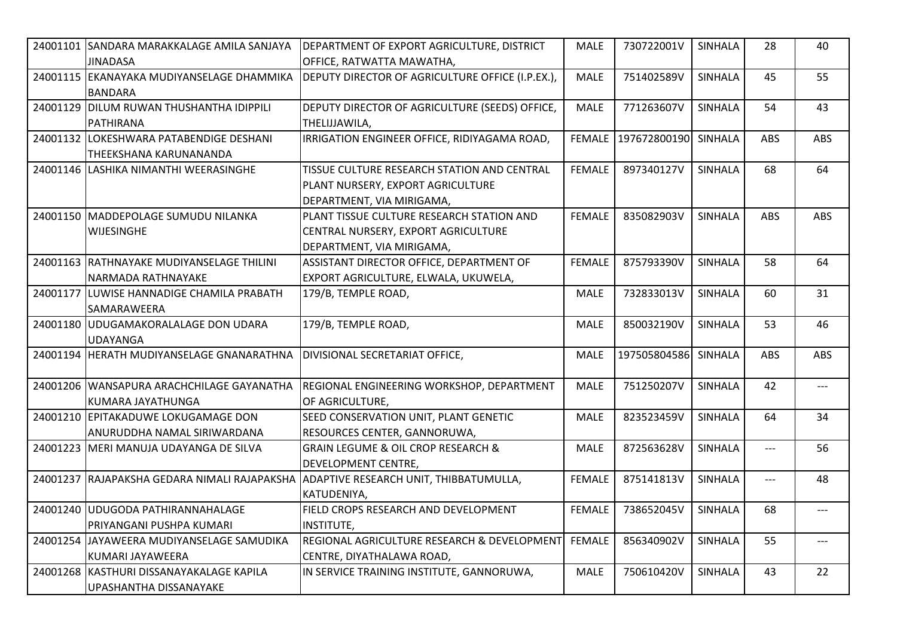| | | | | | | | |
|---|---|---|---|---|---|---|---|
| 24001101 | SANDARA MARAKKALAGE AMILA SANJAYA JINADASA | DEPARTMENT OF EXPORT AGRICULTURE, DISTRICT OFFICE, RATWATTA MAWATHA, | MALE | 730722001V | SINHALA | 28 | 40 |
| 24001115 | EKANAYAKA MUDIYANSELAGE DHAMMIKA BANDARA | DEPUTY DIRECTOR OF AGRICULTURE OFFICE (I.P.EX.), | MALE | 751402589V | SINHALA | 45 | 55 |
| 24001129 | DILUM RUWAN THUSHANTHA IDIPPILI PATHIRANA | DEPUTY DIRECTOR OF AGRICULTURE (SEEDS) OFFICE, THELIJJAWILA, | MALE | 771263607V | SINHALA | 54 | 43 |
| 24001132 | LOKESHWARA PATABENDIGE DESHANI THEEKSHANA KARUNANANDA | IRRIGATION ENGINEER OFFICE, RIDIYAGAMA ROAD, | FEMALE | 197672800190 | SINHALA | ABS | ABS |
| 24001146 | LASHIKA NIMANTHI WEERASINGHE | TISSUE CULTURE RESEARCH STATION AND CENTRAL PLANT NURSERY, EXPORT AGRICULTURE DEPARTMENT, VIA MIRIGAMA, | FEMALE | 897340127V | SINHALA | 68 | 64 |
| 24001150 | MADDEPOLAGE SUMUDU NILANKA WIJESINGHE | PLANT TISSUE CULTURE RESEARCH STATION AND CENTRAL NURSERY, EXPORT AGRICULTURE DEPARTMENT, VIA MIRIGAMA, | FEMALE | 835082903V | SINHALA | ABS | ABS |
| 24001163 | RATHNAYAKE MUDIYANSELAGE THILINI NARMADA RATHNAYAKE | ASSISTANT DIRECTOR OFFICE, DEPARTMENT OF EXPORT AGRICULTURE, ELWALA, UKUWELA, | FEMALE | 875793390V | SINHALA | 58 | 64 |
| 24001177 | LUWISE HANNADIGE CHAMILA PRABATH SAMARAWEERA | 179/B, TEMPLE ROAD, | MALE | 732833013V | SINHALA | 60 | 31 |
| 24001180 | UDUGAMAKORALALAGE DON UDARA UDAYANGA | 179/B, TEMPLE ROAD, | MALE | 850032190V | SINHALA | 53 | 46 |
| 24001194 | HERATH MUDIYANSELAGE GNANARATHNA | DIVISIONAL SECRETARIAT OFFICE, | MALE | 197505804586 | SINHALA | ABS | ABS |
| 24001206 | WANSAPURA ARACHCHILAGE GAYANATHA KUMARA JAYATHUNGA | REGIONAL ENGINEERING WORKSHOP, DEPARTMENT OF AGRICULTURE, | MALE | 751250207V | SINHALA | 42 | --- |
| 24001210 | EPITAKADUWE LOKUGAMAGE DON ANURUDDHA NAMAL SIRIWARDANA | SEED CONSERVATION UNIT, PLANT GENETIC RESOURCES CENTER, GANNORUWA, | MALE | 823523459V | SINHALA | 64 | 34 |
| 24001223 | MERI MANUJA UDAYANGA DE SILVA | GRAIN LEGUME & OIL CROP RESEARCH & DEVELOPMENT CENTRE, | MALE | 872563628V | SINHALA | --- | 56 |
| 24001237 | RAJAPAKSHA GEDARA NIMALI RAJAPAKSHA | ADAPTIVE RESEARCH UNIT, THIBBATUMULLA, KATUDENIYA, | FEMALE | 875141813V | SINHALA | --- | 48 |
| 24001240 | UDUGODA PATHIRANNAHALAGE PRIYANGANI PUSHPA KUMARI | FIELD CROPS RESEARCH AND DEVELOPMENT INSTITUTE, | FEMALE | 738652045V | SINHALA | 68 | --- |
| 24001254 | JAYAWEERA MUDIYANSELAGE SAMUDIKA KUMARI JAYAWEERA | REGIONAL AGRICULTURE RESEARCH & DEVELOPMENT CENTRE, DIYATHALAWA ROAD, | FEMALE | 856340902V | SINHALA | 55 | --- |
| 24001268 | KASTHURI DISSANAYAKALAGE KAPILA UPASHANTHA DISSANAYAKE | IN SERVICE TRAINING INSTITUTE, GANNORUWA, | MALE | 750610420V | SINHALA | 43 | 22 |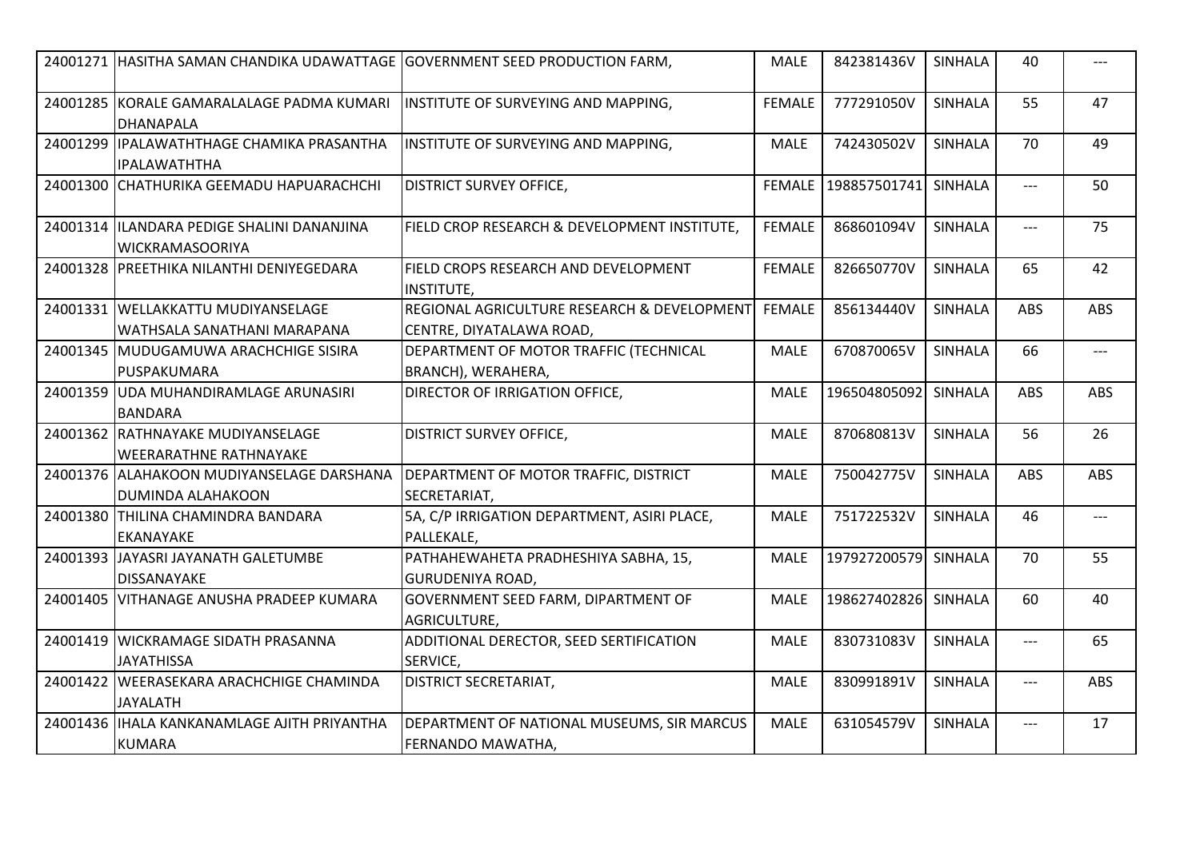| | | | | | | | |
|---|---|---|---|---|---|---|---|
| 24001271 | HASITHA SAMAN CHANDIKA UDAWATTAGE | GOVERNMENT SEED PRODUCTION FARM, | MALE | 842381436V | SINHALA | 40 | --- |
| 24001285 | KORALE GAMARALALAGE PADMA KUMARI DHANAPALA | INSTITUTE OF SURVEYING AND MAPPING, | FEMALE | 777291050V | SINHALA | 55 | 47 |
| 24001299 | IPALAWATHTHAGE CHAMIKA PRASANTHA IPALAWATHTHA | INSTITUTE OF SURVEYING AND MAPPING, | MALE | 742430502V | SINHALA | 70 | 49 |
| 24001300 | CHATHURIKA GEEMADU HAPUARACHCHI | DISTRICT SURVEY OFFICE, | FEMALE | 198857501741 | SINHALA | --- | 50 |
| 24001314 | ILANDARA PEDIGE SHALINI DANANJINA WICKRAMASOORIYA | FIELD CROP RESEARCH & DEVELOPMENT INSTITUTE, | FEMALE | 868601094V | SINHALA | --- | 75 |
| 24001328 | PREETHIKA NILANTHI DENIYEGEDARA | FIELD CROPS RESEARCH AND DEVELOPMENT INSTITUTE, | FEMALE | 826650770V | SINHALA | 65 | 42 |
| 24001331 | WELLAKKATTU MUDIYANSELAGE WATHSALA SANATHANI MARAPANA | REGIONAL AGRICULTURE RESEARCH & DEVELOPMENT CENTRE, DIYATALAWA ROAD, | FEMALE | 856134440V | SINHALA | ABS | ABS |
| 24001345 | MUDUGAMUWA ARACHCHIGE SISIRA PUSPAKUMARA | DEPARTMENT OF MOTOR TRAFFIC (TECHNICAL BRANCH), WERAHERA, | MALE | 670870065V | SINHALA | 66 | --- |
| 24001359 | UDA MUHANDIRAMLAGE ARUNASIRI BANDARA | DIRECTOR OF IRRIGATION OFFICE, | MALE | 196504805092 | SINHALA | ABS | ABS |
| 24001362 | RATHNAYAKE MUDIYANSELAGE WEERARATHNE RATHNAYAKE | DISTRICT SURVEY OFFICE, | MALE | 870680813V | SINHALA | 56 | 26 |
| 24001376 | ALAHAKOON MUDIYANSELAGE DARSHANA DUMINDA ALAHAKOON | DEPARTMENT OF MOTOR TRAFFIC, DISTRICT SECRETARIAT, | MALE | 750042775V | SINHALA | ABS | ABS |
| 24001380 | THILINA CHAMINDRA BANDARA EKANAYAKE | 5A, C/P IRRIGATION DEPARTMENT, ASIRI PLACE, PALLEKALE, | MALE | 751722532V | SINHALA | 46 | --- |
| 24001393 | JAYASRI JAYANATH GALETUMBE DISSANAYAKE | PATHAHEWAHETA PRADHESHIYA SABHA, 15, GURUDENIYA ROAD, | MALE | 197927200579 | SINHALA | 70 | 55 |
| 24001405 | VITHANAGE ANUSHA PRADEEP KUMARA | GOVERNMENT SEED FARM, DIPARTMENT OF AGRICULTURE, | MALE | 198627402826 | SINHALA | 60 | 40 |
| 24001419 | WICKRAMAGE SIDATH PRASANNA JAYATHISSA | ADDITIONAL DIRECTOR, SEED SERTIFICATION SERVICE, | MALE | 830731083V | SINHALA | --- | 65 |
| 24001422 | WEERASEKARA ARACHCHIGE CHAMINDA JAYALATH | DISTRICT SECRETARIAT, | MALE | 830991891V | SINHALA | --- | ABS |
| 24001436 | IHALA KANKANAMLAGE AJITH PRIYANTHA KUMARA | DEPARTMENT OF NATIONAL MUSEUMS, SIR MARCUS FERNANDO MAWATHA, | MALE | 631054579V | SINHALA | --- | 17 |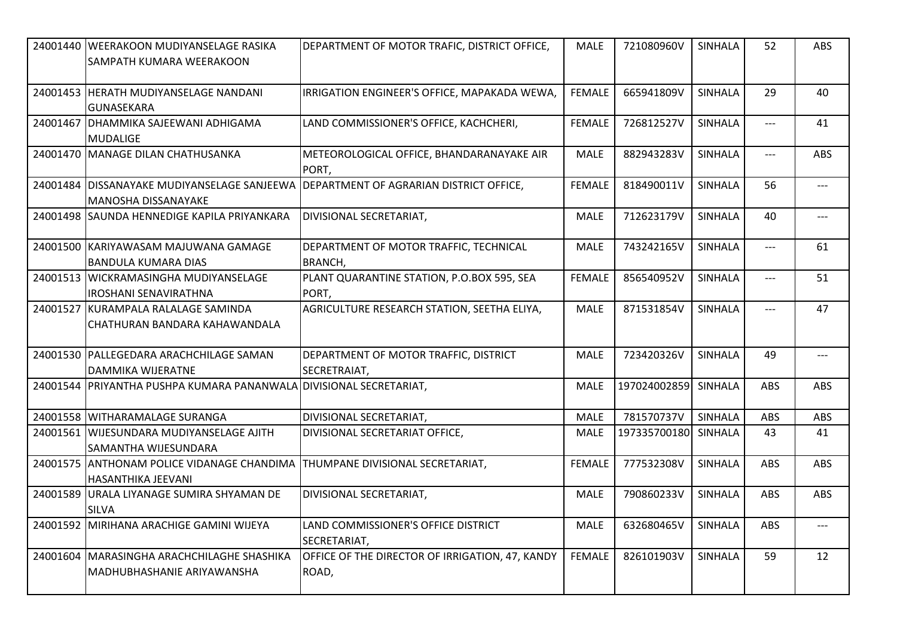| | | | | | | | |
|---|---|---|---|---|---|---|---|
| 24001440 | WEERAKOON MUDIYANSELAGE RASIKA SAMPATH KUMARA WEERAKOON | DEPARTMENT OF MOTOR TRAFIC, DISTRICT OFFICE, | MALE | 721080960V | SINHALA | 52 | ABS |
| 24001453 | HERATH MUDIYANSELAGE NANDANI GUNASEKARA | IRRIGATION ENGINEER'S OFFICE, MAPAKADA WEWA, | FEMALE | 665941809V | SINHALA | 29 | 40 |
| 24001467 | DHAMMIKA SAJEEWANI ADHIGAMA MUDALIGE | LAND COMMISSIONER'S OFFICE, KACHCHERI, | FEMALE | 726812527V | SINHALA | --- | 41 |
| 24001470 | MANAGE DILAN CHATHUSANKA | METEOROLOGICAL OFFICE, BHANDARANAYAKE AIR PORT, | MALE | 882943283V | SINHALA | --- | ABS |
| 24001484 | DISSANAYAKE MUDIYANSELAGE SANJEEWA MANOSHA DISSANAYAKE | DEPARTMENT OF AGRARIAN DISTRICT OFFICE, | FEMALE | 818490011V | SINHALA | 56 | --- |
| 24001498 | SAUNDA HENNEDIGE KAPILA PRIYANKARA | DIVISIONAL SECRETARIAT, | MALE | 712623179V | SINHALA | 40 | --- |
| 24001500 | KARIYAWASAM MAJUWANA GAMAGE BANDULA KUMARA DIAS | DEPARTMENT OF MOTOR TRAFFIC, TECHNICAL BRANCH, | MALE | 743242165V | SINHALA | --- | 61 |
| 24001513 | WICKRAMASINGHA MUDIYANSELAGE IROSHANI SENAVIRATHNA | PLANT QUARANTINE STATION, P.O.BOX 595, SEA PORT, | FEMALE | 856540952V | SINHALA | --- | 51 |
| 24001527 | KURAMPALA RALALAGE SAMINDA CHATHURAN BANDARA KAHAWANDALA | AGRICULTURE RESEARCH STATION, SEETHA ELIYA, | MALE | 871531854V | SINHALA | --- | 47 |
| 24001530 | PALLEGEDARA ARACHCHILAGE SAMAN DAMMIKA WIJERATNE | DEPARTMENT OF MOTOR TRAFFIC, DISTRICT SECRETRAIAT, | MALE | 723420326V | SINHALA | 49 | --- |
| 24001544 | PRIYANTHA PUSHPA KUMARA PANANWALA | DIVISIONAL SECRETARIAT, | MALE | 197024002859 | SINHALA | ABS | ABS |
| 24001558 | WITHARAMALAGE SURANGA | DIVISIONAL SECRETARIAT, | MALE | 781570737V | SINHALA | ABS | ABS |
| 24001561 | WIJESUNDARA MUDIYANSELAGE AJITH SAMANTHA WIJESUNDARA | DIVISIONAL SECRETARIAT OFFICE, | MALE | 197335700180 | SINHALA | 43 | 41 |
| 24001575 | ANTHONAM POLICE VIDANAGE CHANDIMA HASANTHIKA JEEVANI | THUMPANE DIVISIONAL SECRETARIAT, | FEMALE | 777532308V | SINHALA | ABS | ABS |
| 24001589 | URALA LIYANAGE SUMIRA SHYAMAN DE SILVA | DIVISIONAL SECRETARIAT, | MALE | 790860233V | SINHALA | ABS | ABS |
| 24001592 | MIRIHANA ARACHIGE GAMINI WIJEYA | LAND COMMISSIONER'S OFFICE DISTRICT SECRETARIAT, | MALE | 632680465V | SINHALA | ABS | --- |
| 24001604 | MARASINGHA ARACHCHILAGHE SHASHIKA MADHUBHASHANIE ARIYAWANSHA | OFFICE OF THE DIRECTOR OF IRRIGATION, 47, KANDY ROAD, | FEMALE | 826101903V | SINHALA | 59 | 12 |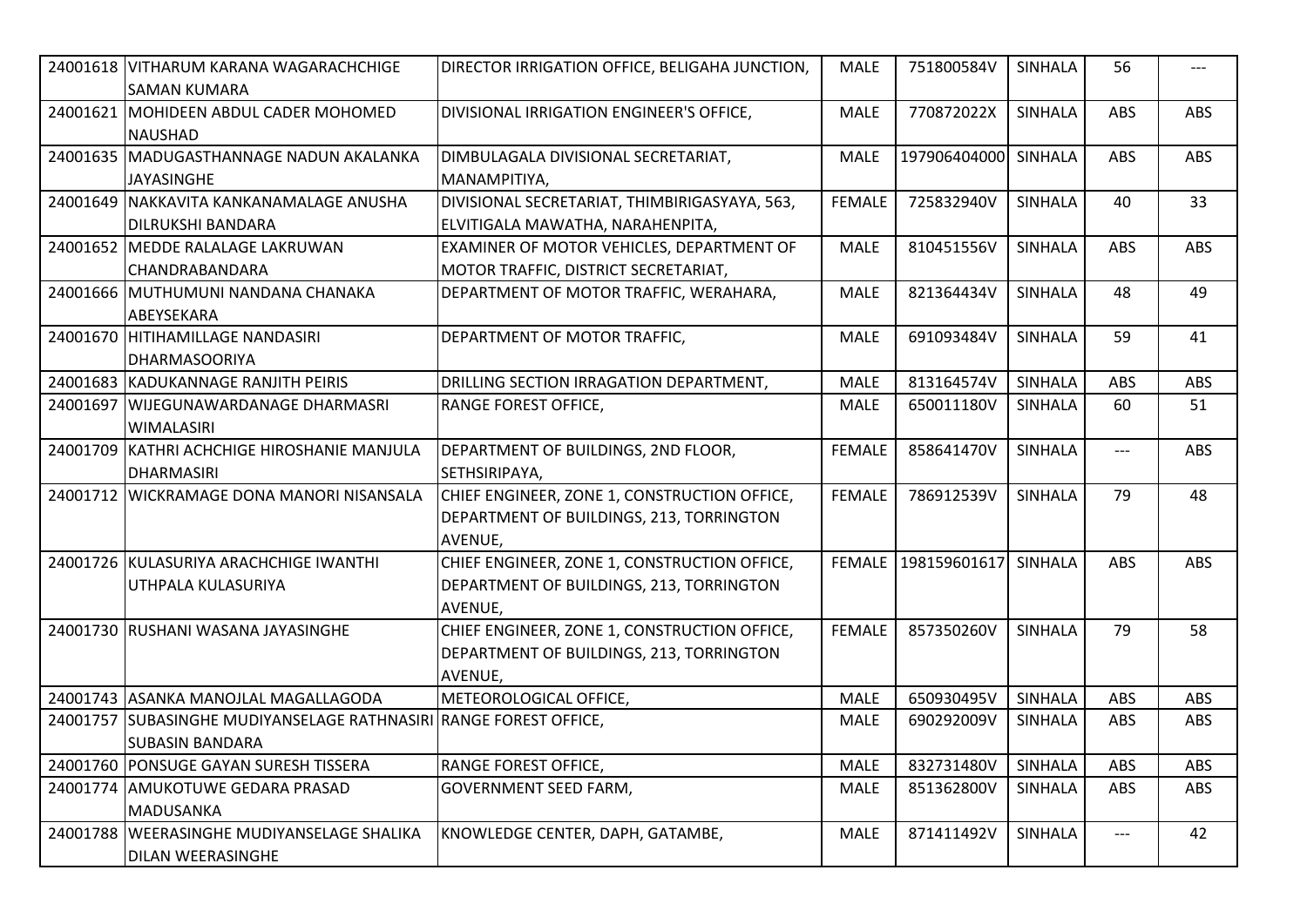| | | | | | | | |
|---|---|---|---|---|---|---|---|
| 24001618 | VITHARUM KARANA WAGARACHCHIGE SAMAN KUMARA | DIRECTOR IRRIGATION OFFICE, BELIGAHA JUNCTION, | MALE | 751800584V | SINHALA | 56 | --- |
| 24001621 | MOHIDEEN ABDUL CADER MOHOMED NAUSHAD | DIVISIONAL IRRIGATION ENGINEER'S OFFICE, | MALE | 770872022X | SINHALA | ABS | ABS |
| 24001635 | MADUGASTHANNAGE NADUN AKALANKA JAYASINGHE | DIMBULAGALA DIVISIONAL SECRETARIAT, MANAMPITIYA, | MALE | 197906404000 | SINHALA | ABS | ABS |
| 24001649 | NAKKAVITA KANKANAMALAGE ANUSHA DILRUKSHI BANDARA | DIVISIONAL SECRETARIAT, THIMBIRIGASYAYA, 563, ELVITIGALA MAWATHA, NARAHENPITA, | FEMALE | 725832940V | SINHALA | 40 | 33 |
| 24001652 | MEDDE RALALAGE LAKRUWAN CHANDRABANDARA | EXAMINER OF MOTOR VEHICLES, DEPARTMENT OF MOTOR TRAFFIC, DISTRICT SECRETARIAT, | MALE | 810451556V | SINHALA | ABS | ABS |
| 24001666 | MUTHUMUNI NANDANA CHANAKA ABEYSEKARA | DEPARTMENT OF MOTOR TRAFFIC, WERAHARA, | MALE | 821364434V | SINHALA | 48 | 49 |
| 24001670 | HITIHAMILLAGE NANDASIRI DHARMASOORIYA | DEPARTMENT OF MOTOR TRAFFIC, | MALE | 691093484V | SINHALA | 59 | 41 |
| 24001683 | KADUKANNAGE RANJITH PEIRIS | DRILLING SECTION IRRAGATION DEPARTMENT, | MALE | 813164574V | SINHALA | ABS | ABS |
| 24001697 | WIJEGUNAWARDANAGE DHARMASRI WIMALASIRI | RANGE FOREST OFFICE, | MALE | 650011180V | SINHALA | 60 | 51 |
| 24001709 | KATHRI ACHCHIGE HIROSHANIE MANJULA DHARMASIRI | DEPARTMENT OF BUILDINGS, 2ND FLOOR, SETHSIRIPAYA, | FEMALE | 858641470V | SINHALA | --- | ABS |
| 24001712 | WICKRAMAGE DONA MANORI NISANSALA | CHIEF ENGINEER, ZONE 1, CONSTRUCTION OFFICE, DEPARTMENT OF BUILDINGS, 213, TORRINGTON AVENUE, | FEMALE | 786912539V | SINHALA | 79 | 48 |
| 24001726 | KULASURIYA ARACHCHIGE IWANTHI UTHPALA KULASURIYA | CHIEF ENGINEER, ZONE 1, CONSTRUCTION OFFICE, DEPARTMENT OF BUILDINGS, 213, TORRINGTON AVENUE, | FEMALE | 198159601617 | SINHALA | ABS | ABS |
| 24001730 | RUSHANI WASANA JAYASINGHE | CHIEF ENGINEER, ZONE 1, CONSTRUCTION OFFICE, DEPARTMENT OF BUILDINGS, 213, TORRINGTON AVENUE, | FEMALE | 857350260V | SINHALA | 79 | 58 |
| 24001743 | ASANKA MANOJLAL MAGALLAGODA | METEOROLOGICAL OFFICE, | MALE | 650930495V | SINHALA | ABS | ABS |
| 24001757 | SUBASINGHE MUDIYANSELAGE RATHNASIRI SUBASIN BANDARA | RANGE FOREST OFFICE, | MALE | 690292009V | SINHALA | ABS | ABS |
| 24001760 | PONSUGE GAYAN SURESH TISSERA | RANGE FOREST OFFICE, | MALE | 832731480V | SINHALA | ABS | ABS |
| 24001774 | AMUKOTUWE GEDARA PRASAD MADUSANKA | GOVERNMENT SEED FARM, | MALE | 851362800V | SINHALA | ABS | ABS |
| 24001788 | WEERASINGHE MUDIYANSELAGE SHALIKA DILAN WEERASINGHE | KNOWLEDGE CENTER, DAPH, GATAMBE, | MALE | 871411492V | SINHALA | --- | 42 |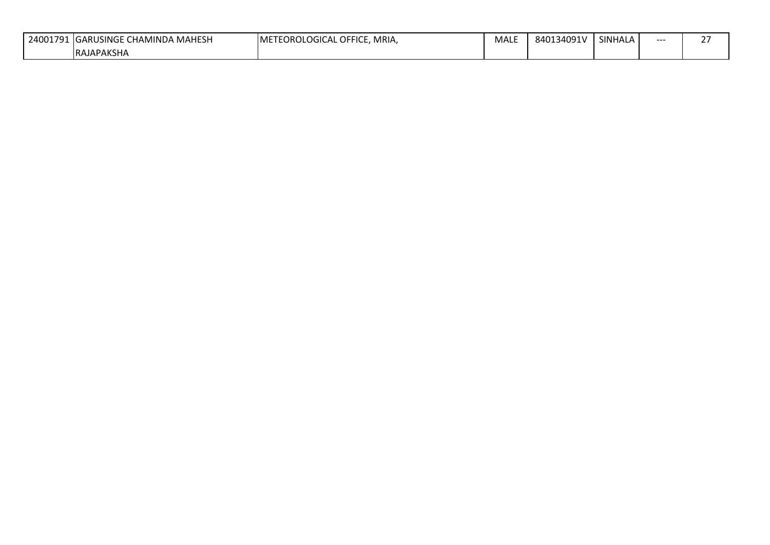| | | | | | | | |
|---|---|---|---|---|---|---|---|
| 24001791 | GARUSINGE CHAMINDA MAHESH RAJAPAKSHA | METEOROLOGICAL OFFICE, MRIA, | MALE | 840134091V | SINHALA | --- | 27 |